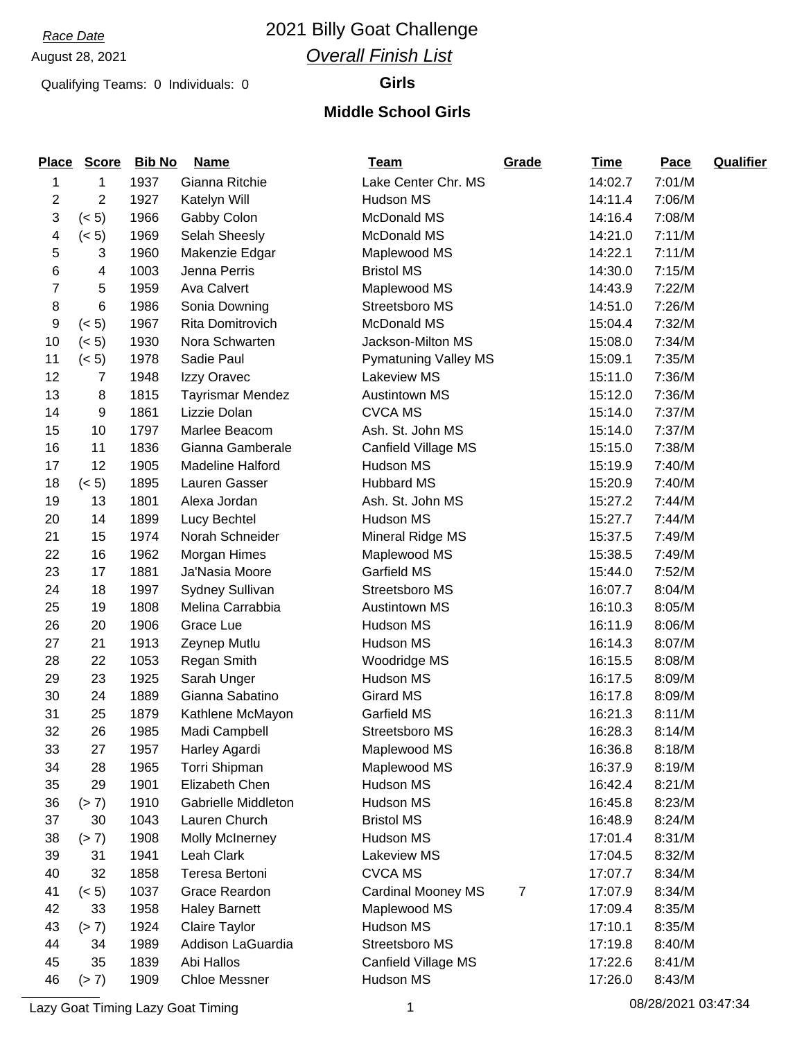*Race Date*

August 28, 2021

# 2021 Billy Goat Challenge

## *Overall Finish List*

Qualifying Teams: 0 Individuals: 0

**Girls**

**Middle School Girls**

| Place | Score | Bib No | Name | Team | Grade | Time | Pace | Qualifier |
|---|---|---|---|---|---|---|---|---|
| 1 | 1 | 1937 | Gianna Ritchie | Lake Center Chr. MS | | 14:02.7 | 7:01/M | |
| 2 | 2 | 1927 | Katelyn Will | Hudson MS | | 14:11.4 | 7:06/M | |
| 3 | (< 5) | 1966 | Gabby Colon | McDonald MS | | 14:16.4 | 7:08/M | |
| 4 | (< 5) | 1969 | Selah Sheesly | McDonald MS | | 14:21.0 | 7:11/M | |
| 5 | 3 | 1960 | Makenzie Edgar | Maplewood MS | | 14:22.1 | 7:11/M | |
| 6 | 4 | 1003 | Jenna Perris | Bristol MS | | 14:30.0 | 7:15/M | |
| 7 | 5 | 1959 | Ava Calvert | Maplewood MS | | 14:43.9 | 7:22/M | |
| 8 | 6 | 1986 | Sonia Downing | Streetsboro MS | | 14:51.0 | 7:26/M | |
| 9 | (< 5) | 1967 | Rita Domitrovich | McDonald MS | | 15:04.4 | 7:32/M | |
| 10 | (< 5) | 1930 | Nora Schwarten | Jackson-Milton MS | | 15:08.0 | 7:34/M | |
| 11 | (< 5) | 1978 | Sadie Paul | Pymatuning Valley MS | | 15:09.1 | 7:35/M | |
| 12 | 7 | 1948 | Izzy Oravec | Lakeview MS | | 15:11.0 | 7:36/M | |
| 13 | 8 | 1815 | Tayrismar Mendez | Austintown MS | | 15:12.0 | 7:36/M | |
| 14 | 9 | 1861 | Lizzie Dolan | CVCA MS | | 15:14.0 | 7:37/M | |
| 15 | 10 | 1797 | Marlee Beacom | Ash. St. John MS | | 15:14.0 | 7:37/M | |
| 16 | 11 | 1836 | Gianna Gamberale | Canfield Village MS | | 15:15.0 | 7:38/M | |
| 17 | 12 | 1905 | Madeline Halford | Hudson MS | | 15:19.9 | 7:40/M | |
| 18 | (< 5) | 1895 | Lauren Gasser | Hubbard MS | | 15:20.9 | 7:40/M | |
| 19 | 13 | 1801 | Alexa Jordan | Ash. St. John MS | | 15:27.2 | 7:44/M | |
| 20 | 14 | 1899 | Lucy Bechtel | Hudson MS | | 15:27.7 | 7:44/M | |
| 21 | 15 | 1974 | Norah Schneider | Mineral Ridge MS | | 15:37.5 | 7:49/M | |
| 22 | 16 | 1962 | Morgan Himes | Maplewood MS | | 15:38.5 | 7:49/M | |
| 23 | 17 | 1881 | Ja'Nasia Moore | Garfield MS | | 15:44.0 | 7:52/M | |
| 24 | 18 | 1997 | Sydney Sullivan | Streetsboro MS | | 16:07.7 | 8:04/M | |
| 25 | 19 | 1808 | Melina Carrabbia | Austintown MS | | 16:10.3 | 8:05/M | |
| 26 | 20 | 1906 | Grace Lue | Hudson MS | | 16:11.9 | 8:06/M | |
| 27 | 21 | 1913 | Zeynep Mutlu | Hudson MS | | 16:14.3 | 8:07/M | |
| 28 | 22 | 1053 | Regan Smith | Woodridge MS | | 16:15.5 | 8:08/M | |
| 29 | 23 | 1925 | Sarah Unger | Hudson MS | | 16:17.5 | 8:09/M | |
| 30 | 24 | 1889 | Gianna Sabatino | Girard MS | | 16:17.8 | 8:09/M | |
| 31 | 25 | 1879 | Kathlene McMayon | Garfield MS | | 16:21.3 | 8:11/M | |
| 32 | 26 | 1985 | Madi Campbell | Streetsboro MS | | 16:28.3 | 8:14/M | |
| 33 | 27 | 1957 | Harley Agardi | Maplewood MS | | 16:36.8 | 8:18/M | |
| 34 | 28 | 1965 | Torri Shipman | Maplewood MS | | 16:37.9 | 8:19/M | |
| 35 | 29 | 1901 | Elizabeth Chen | Hudson MS | | 16:42.4 | 8:21/M | |
| 36 | (> 7) | 1910 | Gabrielle Middleton | Hudson MS | | 16:45.8 | 8:23/M | |
| 37 | 30 | 1043 | Lauren Church | Bristol MS | | 16:48.9 | 8:24/M | |
| 38 | (> 7) | 1908 | Molly McInerney | Hudson MS | | 17:01.4 | 8:31/M | |
| 39 | 31 | 1941 | Leah Clark | Lakeview MS | | 17:04.5 | 8:32/M | |
| 40 | 32 | 1858 | Teresa Bertoni | CVCA MS | | 17:07.7 | 8:34/M | |
| 41 | (< 5) | 1037 | Grace Reardon | Cardinal Mooney MS | 7 | 17:07.9 | 8:34/M | |
| 42 | 33 | 1958 | Haley Barnett | Maplewood MS | | 17:09.4 | 8:35/M | |
| 43 | (> 7) | 1924 | Claire Taylor | Hudson MS | | 17:10.1 | 8:35/M | |
| 44 | 34 | 1989 | Addison LaGuardia | Streetsboro MS | | 17:19.8 | 8:40/M | |
| 45 | 35 | 1839 | Abi Hallos | Canfield Village MS | | 17:22.6 | 8:41/M | |
| 46 | (> 7) | 1909 | Chloe Messner | Hudson MS | | 17:26.0 | 8:43/M | |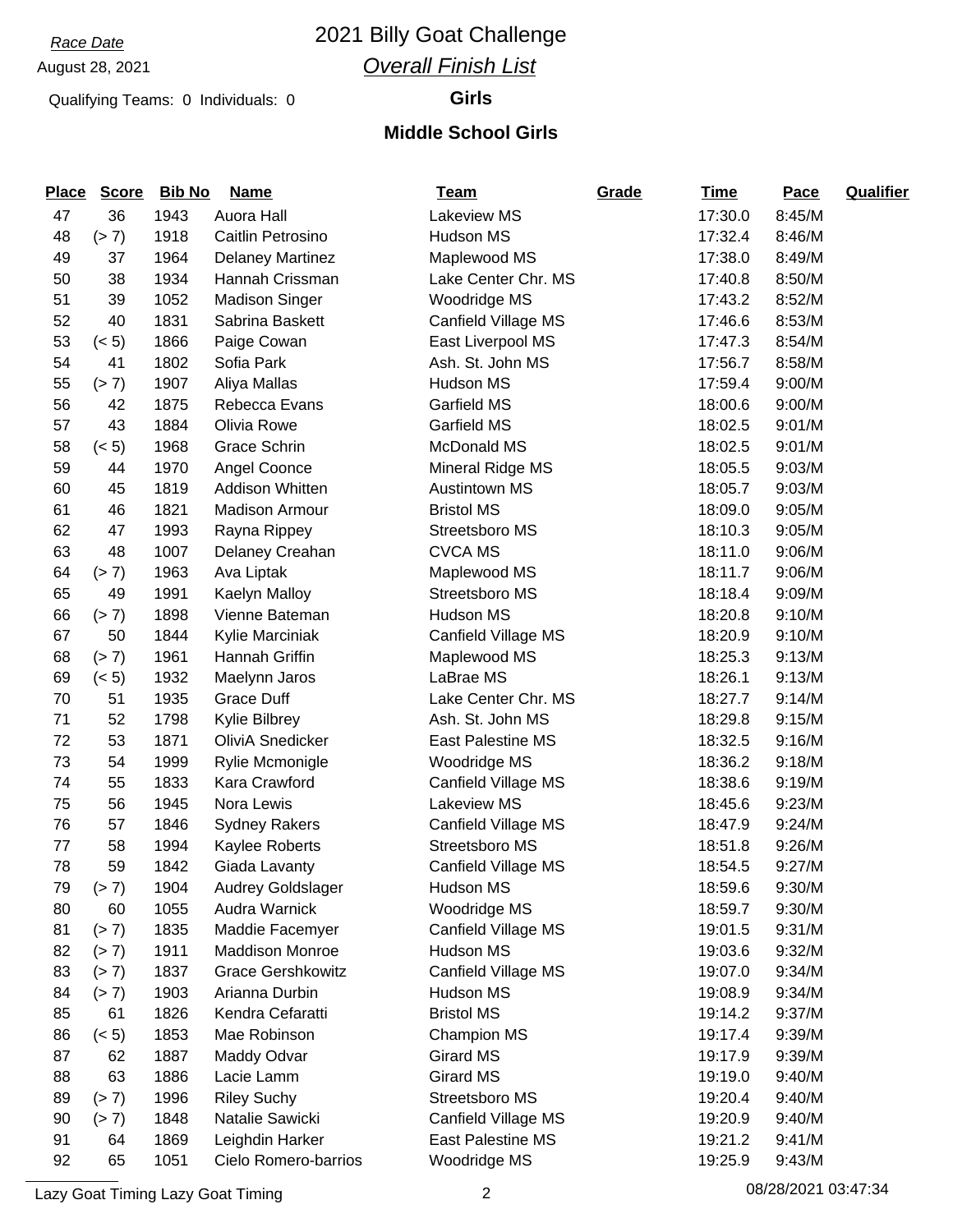*Race Date*

August 28, 2021

Qualifying Teams: 0 Individuals: 0

# 2021 Billy Goat Challenge

## *Overall Finish List*

**Girls**

**Middle School Girls**

| Place | Score | Bib No | Name | Team | Grade | Time | Pace | Qualifier |
|---|---|---|---|---|---|---|---|---|
| 47 | 36 | 1943 | Auora Hall | Lakeview MS | | 17:30.0 | 8:45/M | |
| 48 | (> 7) | 1918 | Caitlin Petrosino | Hudson MS | | 17:32.4 | 8:46/M | |
| 49 | 37 | 1964 | Delaney Martinez | Maplewood MS | | 17:38.0 | 8:49/M | |
| 50 | 38 | 1934 | Hannah Crissman | Lake Center Chr. MS | | 17:40.8 | 8:50/M | |
| 51 | 39 | 1052 | Madison Singer | Woodridge MS | | 17:43.2 | 8:52/M | |
| 52 | 40 | 1831 | Sabrina Baskett | Canfield Village MS | | 17:46.6 | 8:53/M | |
| 53 | (< 5) | 1866 | Paige Cowan | East Liverpool MS | | 17:47.3 | 8:54/M | |
| 54 | 41 | 1802 | Sofia Park | Ash. St. John MS | | 17:56.7 | 8:58/M | |
| 55 | (> 7) | 1907 | Aliya Mallas | Hudson MS | | 17:59.4 | 9:00/M | |
| 56 | 42 | 1875 | Rebecca Evans | Garfield MS | | 18:00.6 | 9:00/M | |
| 57 | 43 | 1884 | Olivia Rowe | Garfield MS | | 18:02.5 | 9:01/M | |
| 58 | (< 5) | 1968 | Grace Schrin | McDonald MS | | 18:02.5 | 9:01/M | |
| 59 | 44 | 1970 | Angel Coonce | Mineral Ridge MS | | 18:05.5 | 9:03/M | |
| 60 | 45 | 1819 | Addison Whitten | Austintown MS | | 18:05.7 | 9:03/M | |
| 61 | 46 | 1821 | Madison Armour | Bristol MS | | 18:09.0 | 9:05/M | |
| 62 | 47 | 1993 | Rayna Rippey | Streetsboro MS | | 18:10.3 | 9:05/M | |
| 63 | 48 | 1007 | Delaney Creahan | CVCA MS | | 18:11.0 | 9:06/M | |
| 64 | (> 7) | 1963 | Ava Liptak | Maplewood MS | | 18:11.7 | 9:06/M | |
| 65 | 49 | 1991 | Kaelyn Malloy | Streetsboro MS | | 18:18.4 | 9:09/M | |
| 66 | (> 7) | 1898 | Vienne Bateman | Hudson MS | | 18:20.8 | 9:10/M | |
| 67 | 50 | 1844 | Kylie Marciniak | Canfield Village MS | | 18:20.9 | 9:10/M | |
| 68 | (> 7) | 1961 | Hannah Griffin | Maplewood MS | | 18:25.3 | 9:13/M | |
| 69 | (< 5) | 1932 | Maelynn Jaros | LaBrae MS | | 18:26.1 | 9:13/M | |
| 70 | 51 | 1935 | Grace Duff | Lake Center Chr. MS | | 18:27.7 | 9:14/M | |
| 71 | 52 | 1798 | Kylie Bilbrey | Ash. St. John MS | | 18:29.8 | 9:15/M | |
| 72 | 53 | 1871 | OliviA Snedicker | East Palestine MS | | 18:32.5 | 9:16/M | |
| 73 | 54 | 1999 | Rylie Mcmonigle | Woodridge MS | | 18:36.2 | 9:18/M | |
| 74 | 55 | 1833 | Kara Crawford | Canfield Village MS | | 18:38.6 | 9:19/M | |
| 75 | 56 | 1945 | Nora Lewis | Lakeview MS | | 18:45.6 | 9:23/M | |
| 76 | 57 | 1846 | Sydney Rakers | Canfield Village MS | | 18:47.9 | 9:24/M | |
| 77 | 58 | 1994 | Kaylee Roberts | Streetsboro MS | | 18:51.8 | 9:26/M | |
| 78 | 59 | 1842 | Giada Lavanty | Canfield Village MS | | 18:54.5 | 9:27/M | |
| 79 | (> 7) | 1904 | Audrey Goldslager | Hudson MS | | 18:59.6 | 9:30/M | |
| 80 | 60 | 1055 | Audra Warnick | Woodridge MS | | 18:59.7 | 9:30/M | |
| 81 | (> 7) | 1835 | Maddie Facemyer | Canfield Village MS | | 19:01.5 | 9:31/M | |
| 82 | (> 7) | 1911 | Maddison Monroe | Hudson MS | | 19:03.6 | 9:32/M | |
| 83 | (> 7) | 1837 | Grace Gershkowitz | Canfield Village MS | | 19:07.0 | 9:34/M | |
| 84 | (> 7) | 1903 | Arianna Durbin | Hudson MS | | 19:08.9 | 9:34/M | |
| 85 | 61 | 1826 | Kendra Cefaratti | Bristol MS | | 19:14.2 | 9:37/M | |
| 86 | (< 5) | 1853 | Mae Robinson | Champion MS | | 19:17.4 | 9:39/M | |
| 87 | 62 | 1887 | Maddy Odvar | Girard MS | | 19:17.9 | 9:39/M | |
| 88 | 63 | 1886 | Lacie Lamm | Girard MS | | 19:19.0 | 9:40/M | |
| 89 | (> 7) | 1996 | Riley Suchy | Streetsboro MS | | 19:20.4 | 9:40/M | |
| 90 | (> 7) | 1848 | Natalie Sawicki | Canfield Village MS | | 19:20.9 | 9:40/M | |
| 91 | 64 | 1869 | Leighdin Harker | East Palestine MS | | 19:21.2 | 9:41/M | |
| 92 | 65 | 1051 | Cielo Romero-barrios | Woodridge MS | | 19:25.9 | 9:43/M | |

Lazy Goat Timing Lazy Goat Timing 08/28/2021 03:47:34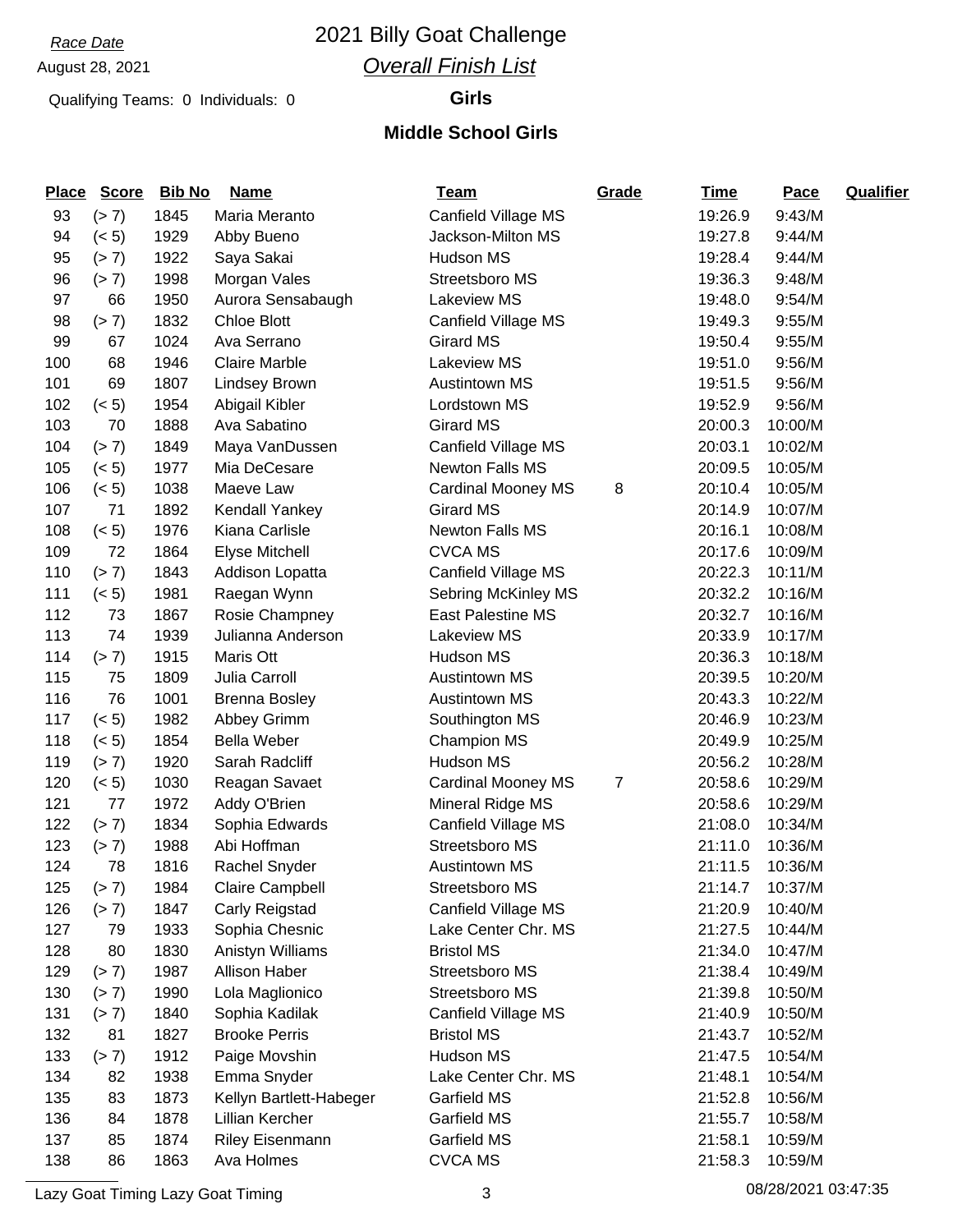*Race Date*

August 28, 2021

Qualifying Teams: 0 Individuals: 0

# 2021 Billy Goat Challenge

## *Overall Finish List*

### Girls

### Middle School Girls

| Place | Score | Bib No | Name | Team | Grade | Time | Pace | Qualifier |
|---|---|---|---|---|---|---|---|---|
| 93 | (> 7) | 1845 | Maria Meranto | Canfield Village MS | | 19:26.9 | 9:43/M | |
| 94 | (< 5) | 1929 | Abby Bueno | Jackson-Milton MS | | 19:27.8 | 9:44/M | |
| 95 | (> 7) | 1922 | Saya Sakai | Hudson MS | | 19:28.4 | 9:44/M | |
| 96 | (> 7) | 1998 | Morgan Vales | Streetsboro MS | | 19:36.3 | 9:48/M | |
| 97 | 66 | 1950 | Aurora Sensabaugh | Lakeview MS | | 19:48.0 | 9:54/M | |
| 98 | (> 7) | 1832 | Chloe Blott | Canfield Village MS | | 19:49.3 | 9:55/M | |
| 99 | 67 | 1024 | Ava Serrano | Girard MS | | 19:50.4 | 9:55/M | |
| 100 | 68 | 1946 | Claire Marble | Lakeview MS | | 19:51.0 | 9:56/M | |
| 101 | 69 | 1807 | Lindsey Brown | Austintown MS | | 19:51.5 | 9:56/M | |
| 102 | (< 5) | 1954 | Abigail Kibler | Lordstown MS | | 19:52.9 | 9:56/M | |
| 103 | 70 | 1888 | Ava Sabatino | Girard MS | | 20:00.3 | 10:00/M | |
| 104 | (> 7) | 1849 | Maya VanDussen | Canfield Village MS | | 20:03.1 | 10:02/M | |
| 105 | (< 5) | 1977 | Mia DeCesare | Newton Falls MS | | 20:09.5 | 10:05/M | |
| 106 | (< 5) | 1038 | Maeve Law | Cardinal Mooney MS | 8 | 20:10.4 | 10:05/M | |
| 107 | 71 | 1892 | Kendall Yankey | Girard MS | | 20:14.9 | 10:07/M | |
| 108 | (< 5) | 1976 | Kiana Carlisle | Newton Falls MS | | 20:16.1 | 10:08/M | |
| 109 | 72 | 1864 | Elyse Mitchell | CVCA MS | | 20:17.6 | 10:09/M | |
| 110 | (> 7) | 1843 | Addison Lopatta | Canfield Village MS | | 20:22.3 | 10:11/M | |
| 111 | (< 5) | 1981 | Raegan Wynn | Sebring McKinley MS | | 20:32.2 | 10:16/M | |
| 112 | 73 | 1867 | Rosie Champney | East Palestine MS | | 20:32.7 | 10:16/M | |
| 113 | 74 | 1939 | Julianna Anderson | Lakeview MS | | 20:33.9 | 10:17/M | |
| 114 | (> 7) | 1915 | Maris Ott | Hudson MS | | 20:36.3 | 10:18/M | |
| 115 | 75 | 1809 | Julia Carroll | Austintown MS | | 20:39.5 | 10:20/M | |
| 116 | 76 | 1001 | Brenna Bosley | Austintown MS | | 20:43.3 | 10:22/M | |
| 117 | (< 5) | 1982 | Abbey Grimm | Southington MS | | 20:46.9 | 10:23/M | |
| 118 | (< 5) | 1854 | Bella Weber | Champion MS | | 20:49.9 | 10:25/M | |
| 119 | (> 7) | 1920 | Sarah Radcliff | Hudson MS | | 20:56.2 | 10:28/M | |
| 120 | (< 5) | 1030 | Reagan Savaet | Cardinal Mooney MS | 7 | 20:58.6 | 10:29/M | |
| 121 | 77 | 1972 | Addy O'Brien | Mineral Ridge MS | | 20:58.6 | 10:29/M | |
| 122 | (> 7) | 1834 | Sophia Edwards | Canfield Village MS | | 21:08.0 | 10:34/M | |
| 123 | (> 7) | 1988 | Abi Hoffman | Streetsboro MS | | 21:11.0 | 10:36/M | |
| 124 | 78 | 1816 | Rachel Snyder | Austintown MS | | 21:11.5 | 10:36/M | |
| 125 | (> 7) | 1984 | Claire Campbell | Streetsboro MS | | 21:14.7 | 10:37/M | |
| 126 | (> 7) | 1847 | Carly Reigstad | Canfield Village MS | | 21:20.9 | 10:40/M | |
| 127 | 79 | 1933 | Sophia Chesnic | Lake Center Chr. MS | | 21:27.5 | 10:44/M | |
| 128 | 80 | 1830 | Anistyn Williams | Bristol MS | | 21:34.0 | 10:47/M | |
| 129 | (> 7) | 1987 | Allison Haber | Streetsboro MS | | 21:38.4 | 10:49/M | |
| 130 | (> 7) | 1990 | Lola Maglionico | Streetsboro MS | | 21:39.8 | 10:50/M | |
| 131 | (> 7) | 1840 | Sophia Kadilak | Canfield Village MS | | 21:40.9 | 10:50/M | |
| 132 | 81 | 1827 | Brooke Perris | Bristol MS | | 21:43.7 | 10:52/M | |
| 133 | (> 7) | 1912 | Paige Movshin | Hudson MS | | 21:47.5 | 10:54/M | |
| 134 | 82 | 1938 | Emma Snyder | Lake Center Chr. MS | | 21:48.1 | 10:54/M | |
| 135 | 83 | 1873 | Kellyn Bartlett-Habeger | Garfield MS | | 21:52.8 | 10:56/M | |
| 136 | 84 | 1878 | Lillian Kercher | Garfield MS | | 21:55.7 | 10:58/M | |
| 137 | 85 | 1874 | Riley Eisenmann | Garfield MS | | 21:58.1 | 10:59/M | |
| 138 | 86 | 1863 | Ava Holmes | CVCA MS | | 21:58.3 | 10:59/M | |

Lazy Goat Timing Lazy Goat Timing 08/28/2021 03:47:35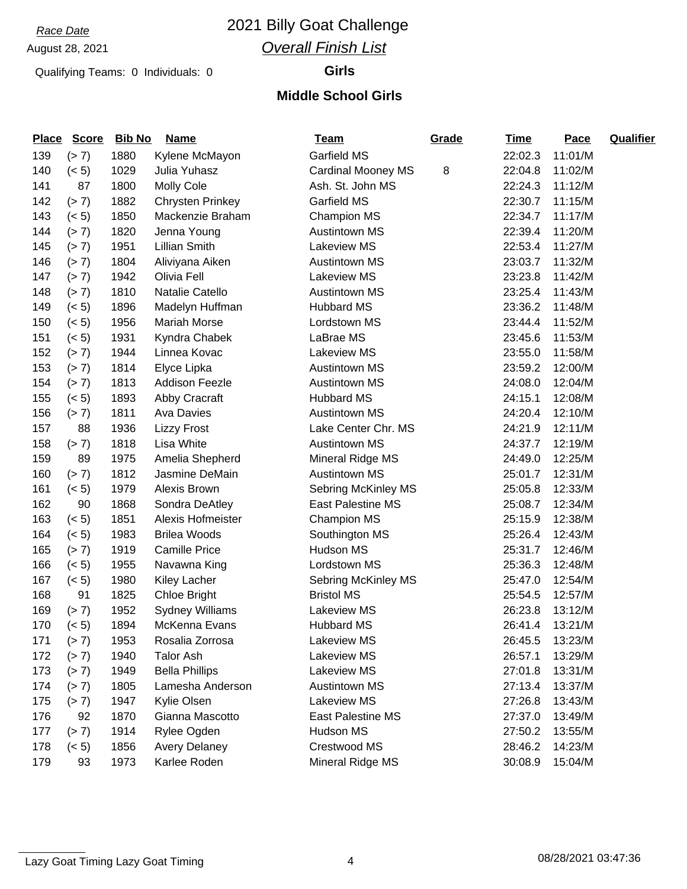*Race Date*

August 28, 2021

# 2021 Billy Goat Challenge

## *Overall Finish List*

Qualifying Teams: 0 Individuals: 0

**Girls**

### Middle School Girls

| Place | Score | Bib No | Name | Team | Grade | Time | Pace | Qualifier |
|---|---|---|---|---|---|---|---|---|
| 139 | (> 7) | 1880 | Kylene McMayon | Garfield MS | | 22:02.3 | 11:01/M | |
| 140 | (< 5) | 1029 | Julia Yuhasz | Cardinal Mooney MS | 8 | 22:04.8 | 11:02/M | |
| 141 | 87 | 1800 | Molly Cole | Ash. St. John MS | | 22:24.3 | 11:12/M | |
| 142 | (> 7) | 1882 | Chrysten Prinkey | Garfield MS | | 22:30.7 | 11:15/M | |
| 143 | (< 5) | 1850 | Mackenzie Braham | Champion MS | | 22:34.7 | 11:17/M | |
| 144 | (> 7) | 1820 | Jenna Young | Austintown MS | | 22:39.4 | 11:20/M | |
| 145 | (> 7) | 1951 | Lillian Smith | Lakeview MS | | 22:53.4 | 11:27/M | |
| 146 | (> 7) | 1804 | Aliviyana Aiken | Austintown MS | | 23:03.7 | 11:32/M | |
| 147 | (> 7) | 1942 | Olivia Fell | Lakeview MS | | 23:23.8 | 11:42/M | |
| 148 | (> 7) | 1810 | Natalie Catello | Austintown MS | | 23:25.4 | 11:43/M | |
| 149 | (< 5) | 1896 | Madelyn Huffman | Hubbard MS | | 23:36.2 | 11:48/M | |
| 150 | (< 5) | 1956 | Mariah Morse | Lordstown MS | | 23:44.4 | 11:52/M | |
| 151 | (< 5) | 1931 | Kyndra Chabek | LaBrae MS | | 23:45.6 | 11:53/M | |
| 152 | (> 7) | 1944 | Linnea Kovac | Lakeview MS | | 23:55.0 | 11:58/M | |
| 153 | (> 7) | 1814 | Elyce Lipka | Austintown MS | | 23:59.2 | 12:00/M | |
| 154 | (> 7) | 1813 | Addison Feezle | Austintown MS | | 24:08.0 | 12:04/M | |
| 155 | (< 5) | 1893 | Abby Cracraft | Hubbard MS | | 24:15.1 | 12:08/M | |
| 156 | (> 7) | 1811 | Ava Davies | Austintown MS | | 24:20.4 | 12:10/M | |
| 157 | 88 | 1936 | Lizzy Frost | Lake Center Chr. MS | | 24:21.9 | 12:11/M | |
| 158 | (> 7) | 1818 | Lisa White | Austintown MS | | 24:37.7 | 12:19/M | |
| 159 | 89 | 1975 | Amelia Shepherd | Mineral Ridge MS | | 24:49.0 | 12:25/M | |
| 160 | (> 7) | 1812 | Jasmine DeMain | Austintown MS | | 25:01.7 | 12:31/M | |
| 161 | (< 5) | 1979 | Alexis Brown | Sebring McKinley MS | | 25:05.8 | 12:33/M | |
| 162 | 90 | 1868 | Sondra DeAtley | East Palestine MS | | 25:08.7 | 12:34/M | |
| 163 | (< 5) | 1851 | Alexis Hofmeister | Champion MS | | 25:15.9 | 12:38/M | |
| 164 | (< 5) | 1983 | Brilea Woods | Southington MS | | 25:26.4 | 12:43/M | |
| 165 | (> 7) | 1919 | Camille Price | Hudson MS | | 25:31.7 | 12:46/M | |
| 166 | (< 5) | 1955 | Navawna King | Lordstown MS | | 25:36.3 | 12:48/M | |
| 167 | (< 5) | 1980 | Kiley Lacher | Sebring McKinley MS | | 25:47.0 | 12:54/M | |
| 168 | 91 | 1825 | Chloe Bright | Bristol MS | | 25:54.5 | 12:57/M | |
| 169 | (> 7) | 1952 | Sydney Williams | Lakeview MS | | 26:23.8 | 13:12/M | |
| 170 | (< 5) | 1894 | McKenna Evans | Hubbard MS | | 26:41.4 | 13:21/M | |
| 171 | (> 7) | 1953 | Rosalia Zorrosa | Lakeview MS | | 26:45.5 | 13:23/M | |
| 172 | (> 7) | 1940 | Talor Ash | Lakeview MS | | 26:57.1 | 13:29/M | |
| 173 | (> 7) | 1949 | Bella Phillips | Lakeview MS | | 27:01.8 | 13:31/M | |
| 174 | (> 7) | 1805 | Lamesha Anderson | Austintown MS | | 27:13.4 | 13:37/M | |
| 175 | (> 7) | 1947 | Kylie Olsen | Lakeview MS | | 27:26.8 | 13:43/M | |
| 176 | 92 | 1870 | Gianna Mascotto | East Palestine MS | | 27:37.0 | 13:49/M | |
| 177 | (> 7) | 1914 | Rylee Ogden | Hudson MS | | 27:50.2 | 13:55/M | |
| 178 | (< 5) | 1856 | Avery Delaney | Crestwood MS | | 28:46.2 | 14:23/M | |
| 179 | 93 | 1973 | Karlee Roden | Mineral Ridge MS | | 30:08.9 | 15:04/M | |

Lazy Goat Timing Lazy Goat Timing

08/28/2021 03:47:36